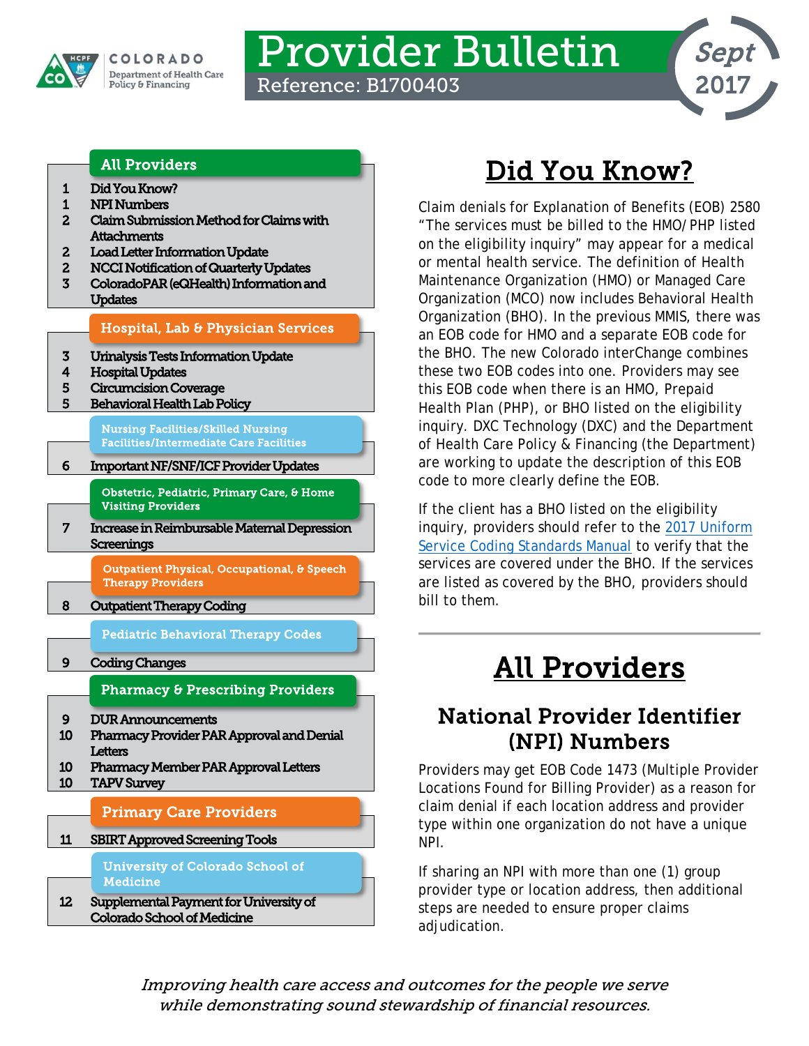COLORADO
Department of Health Care Policy & Financing

# Provider Bulletin

Reference: B1700403

Sept 2017

**All Providers**

1 Did You Know?
1 NPI Numbers
2 Claim Submission Method for Claims with Attachments
2 Load Letter Information Update
2 NCCI Notification of Quarterly Updates
3 ColoradoPAR (eQHealth) Information and Updates

**Hospital, Lab & Physician Services**

3 Urinalysis Tests Information Update
4 Hospital Updates
5 Circumcision Coverage
5 Behavioral Health Lab Policy

**Nursing Facilities/Skilled Nursing Facilities/Intermediate Care Facilities**

6 Important NF/SNF/ICF Provider Updates

**Obstetric, Pediatric, Primary Care, & Home Visiting Providers**

7 Increase in Reimbursable Maternal Depression Screenings

**Outpatient Physical, Occupational, & Speech Therapy Providers**

8 Outpatient Therapy Coding

**Pediatric Behavioral Therapy Codes**

9 Coding Changes

**Pharmacy & Prescribing Providers**

9 DUR Announcements
10 Pharmacy Provider PAR Approval and Denial Letters
10 Pharmacy Member PAR Approval Letters
10 TAPV Survey

**Primary Care Providers**

11 SBIRT Approved Screening Tools

**University of Colorado School of Medicine**

12 Supplemental Payment for University of Colorado School of Medicine

# Did You Know?

Claim denials for Explanation of Benefits (EOB) 2580 "The services must be billed to the HMO/PHP listed on the eligibility inquiry" may appear for a medical or mental health service. The definition of Health Maintenance Organization (HMO) or Managed Care Organization (MCO) now includes Behavioral Health Organization (BHO). In the previous MMIS, there was an EOB code for HMO and a separate EOB code for the BHO. The new Colorado interChange combines these two EOB codes into one. Providers may see this EOB code when there is an HMO, Prepaid Health Plan (PHP), or BHO listed on the eligibility inquiry. DXC Technology (DXC) and the Department of Health Care Policy & Financing (the Department) are working to update the description of this EOB code to more clearly define the EOB.

If the client has a BHO listed on the eligibility inquiry, providers should refer to the 2017 Uniform Service Coding Standards Manual to verify that the services are covered under the BHO. If the services are listed as covered by the BHO, providers should bill to them.

# All Providers

## National Provider Identifier (NPI) Numbers

Providers may get EOB Code 1473 (Multiple Provider Locations Found for Billing Provider) as a reason for claim denial if each location address and provider type within one organization do not have a unique NPI.

If sharing an NPI with more than one (1) group provider type or location address, then additional steps are needed to ensure proper claims adjudication.

*Improving health care access and outcomes for the people we serve while demonstrating sound stewardship of financial resources.*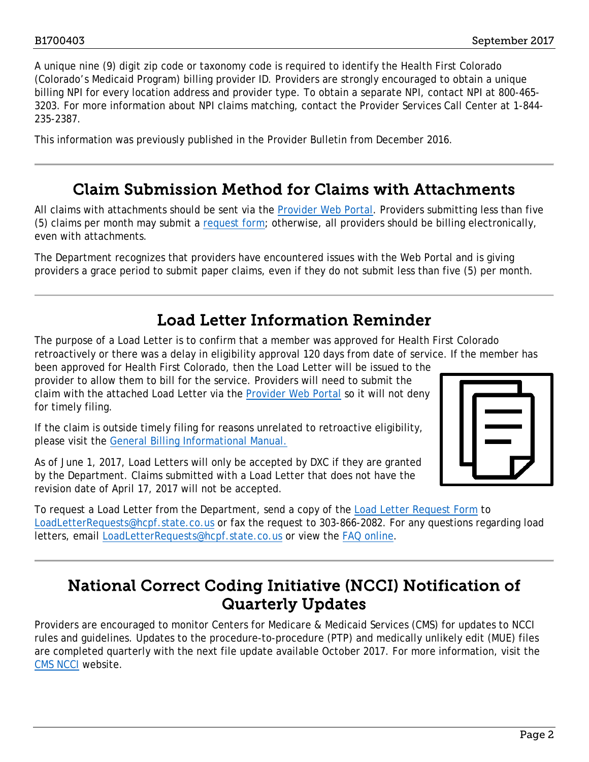A unique nine (9) digit zip code or taxonomy code is required to identify the Health First Colorado (Colorado's Medicaid Program) billing provider ID. Providers are strongly encouraged to obtain a unique billing NPI for every location address and provider type. To obtain a separate NPI, contact NPI at 800-465-3203. For more information about NPI claims matching, contact the Provider Services Call Center at 1-844-235-2387.

This information was previously published in the Provider Bulletin from December 2016.

---

## Claim Submission Method for Claims with Attachments

All claims with attachments should be sent via the Provider Web Portal. Providers submitting less than five (5) claims per month may submit a request form; otherwise, all providers should be billing electronically, even with attachments.

The Department recognizes that providers have encountered issues with the Web Portal and is giving providers a grace period to submit paper claims, even if they do not submit less than five (5) per month.

---

## Load Letter Information Reminder

The purpose of a Load Letter is to confirm that a member was approved for Health First Colorado retroactively or there was a delay in eligibility approval 120 days from date of service. If the member has been approved for Health First Colorado, then the Load Letter will be issued to the provider to allow them to bill for the service. Providers will need to submit the claim with the attached Load Letter via the Provider Web Portal so it will not deny for timely filing.

If the claim is outside timely filing for reasons unrelated to retroactive eligibility, please visit the General Billing Informational Manual.

As of June 1, 2017, Load Letters will only be accepted by DXC if they are granted by the Department. Claims submitted with a Load Letter that does not have the revision date of April 17, 2017 will not be accepted.

To request a Load Letter from the Department, send a copy of the Load Letter Request Form to LoadLetterRequests@hcpf.state.co.us or fax the request to 303-866-2082. For any questions regarding load letters, email LoadLetterRequests@hcpf.state.co.us or view the FAQ online.

---

## National Correct Coding Initiative (NCCI) Notification of Quarterly Updates

Providers are encouraged to monitor Centers for Medicare & Medicaid Services (CMS) for updates to NCCI rules and guidelines. Updates to the procedure-to-procedure (PTP) and medically unlikely edit (MUE) files are completed quarterly with the next file update available October 2017. For more information, visit the CMS NCCI website.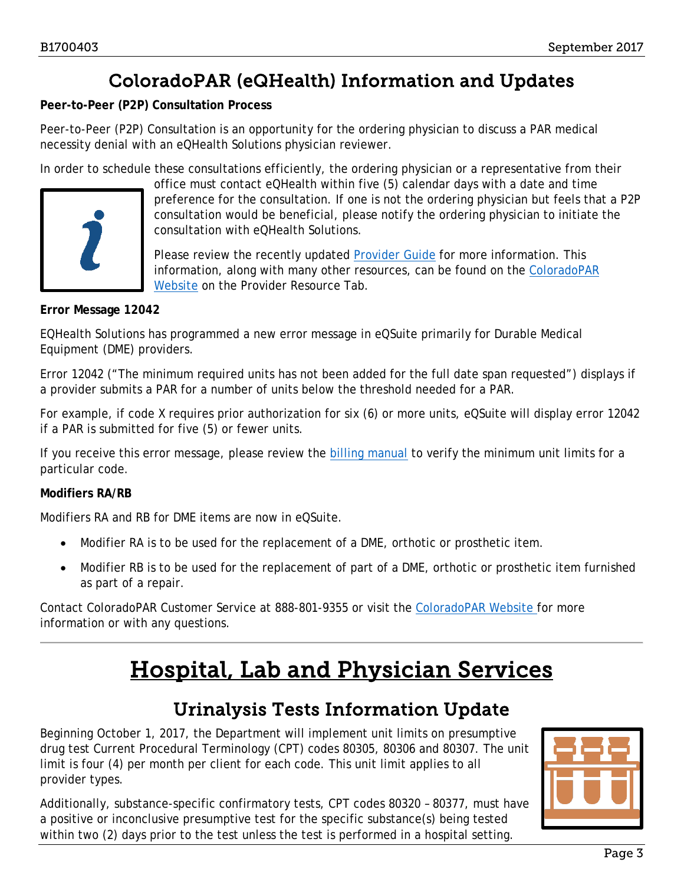## ColoradoPAR (eQHealth) Information and Updates

**Peer-to-Peer (P2P) Consultation Process**

Peer-to-Peer (P2P) Consultation is an opportunity for the ordering physician to discuss a PAR medical necessity denial with an eQHealth Solutions physician reviewer.

In order to schedule these consultations efficiently, the ordering physician or a representative from their office must contact eQHealth within five (5) calendar days with a date and time preference for the consultation. If one is not the ordering physician but feels that a P2P consultation would be beneficial, please notify the ordering physician to initiate the consultation with eQHealth Solutions.

Please review the recently updated Provider Guide for more information. This information, along with many other resources, can be found on the ColoradoPAR Website on the Provider Resource Tab.

**Error Message 12042**

EQHealth Solutions has programmed a new error message in eQSuite primarily for Durable Medical Equipment (DME) providers.

Error 12042 ("The minimum required units has not been added for the full date span requested") displays if a provider submits a PAR for a number of units below the threshold needed for a PAR.

For example, if code X requires prior authorization for six (6) or more units, eQSuite will display error 12042 if a PAR is submitted for five (5) or fewer units.

If you receive this error message, please review the billing manual to verify the minimum unit limits for a particular code.

**Modifiers RA/RB**

Modifiers RA and RB for DME items are now in eQSuite.

- Modifier RA is to be used for the replacement of a DME, orthotic or prosthetic item.
- Modifier RB is to be used for the replacement of part of a DME, orthotic or prosthetic item furnished as part of a repair.

Contact ColoradoPAR Customer Service at 888-801-9355 or visit the ColoradoPAR Website for more information or with any questions.

# Hospital, Lab and Physician Services

## Urinalysis Tests Information Update

Beginning October 1, 2017, the Department will implement unit limits on presumptive drug test Current Procedural Terminology (CPT) codes 80305, 80306 and 80307. The unit limit is four (4) per month per client for each code. This unit limit applies to all provider types.

Additionally, substance-specific confirmatory tests, CPT codes 80320 – 80377, must have a positive or inconclusive presumptive test for the specific substance(s) being tested within two (2) days prior to the test unless the test is performed in a hospital setting.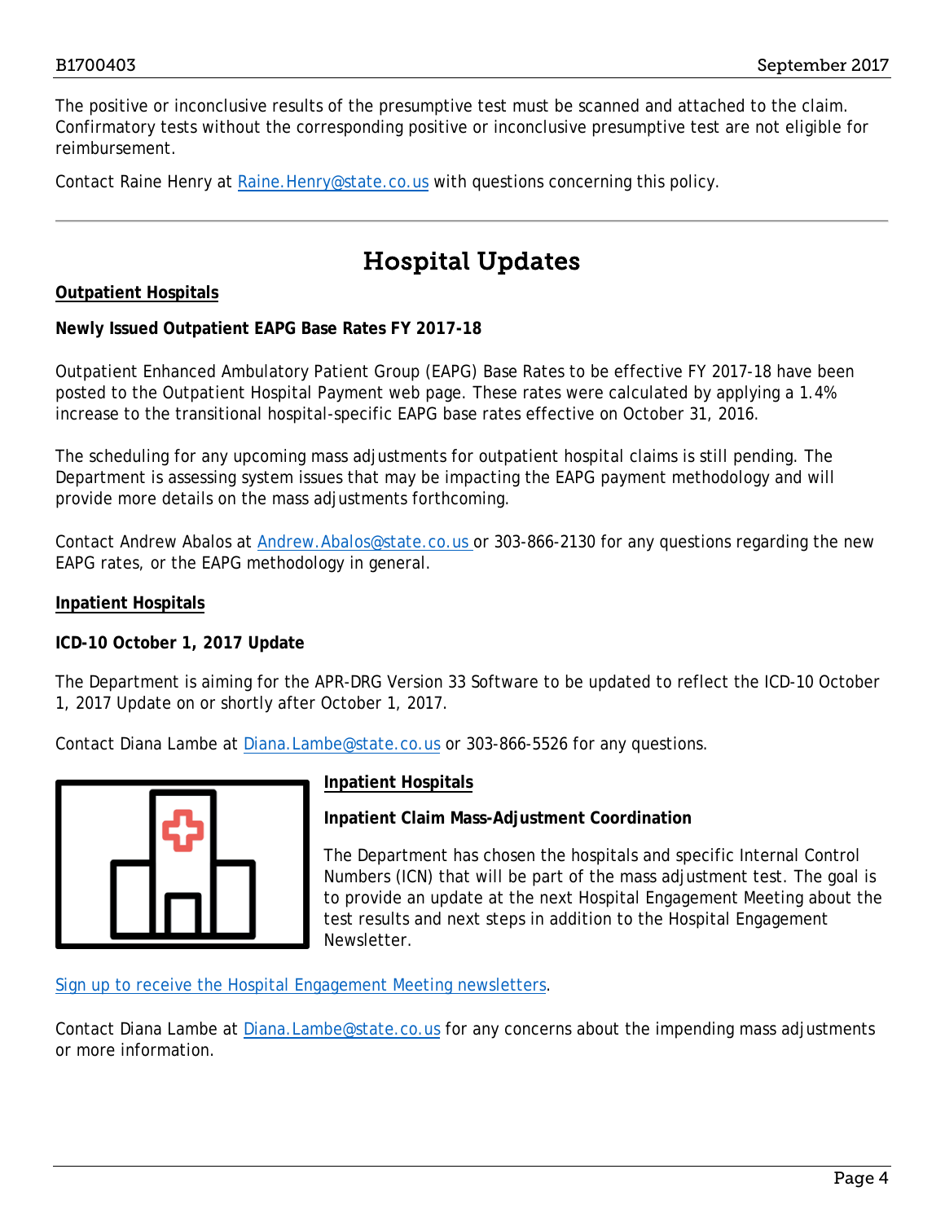The positive or inconclusive results of the presumptive test must be scanned and attached to the claim. Confirmatory tests without the corresponding positive or inconclusive presumptive test are not eligible for reimbursement.

Contact Raine Henry at [Raine.Henry@state.co.us](mailto:Raine.Henry@state.co.us) with questions concerning this policy.

---

# Hospital Updates

**Outpatient Hospitals**

**Newly Issued Outpatient EAPG Base Rates FY 2017-18**

Outpatient Enhanced Ambulatory Patient Group (EAPG) Base Rates to be effective FY 2017-18 have been posted to the Outpatient Hospital Payment web page. These rates were calculated by applying a 1.4% increase to the transitional hospital-specific EAPG base rates effective on October 31, 2016.

The scheduling for any upcoming mass adjustments for outpatient hospital claims is still pending. The Department is assessing system issues that may be impacting the EAPG payment methodology and will provide more details on the mass adjustments forthcoming.

Contact Andrew Abalos at [Andrew.Abalos@state.co.us](mailto:Andrew.Abalos@state.co.us) or 303-866-2130 for any questions regarding the new EAPG rates, or the EAPG methodology in general.

**Inpatient Hospitals**

**ICD-10 October 1, 2017 Update**

The Department is aiming for the APR-DRG Version 33 Software to be updated to reflect the ICD-10 October 1, 2017 Update on or shortly after October 1, 2017.

Contact Diana Lambe at [Diana.Lambe@state.co.us](mailto:Diana.Lambe@state.co.us) or 303-866-5526 for any questions.

**Inpatient Hospitals**

**Inpatient Claim Mass-Adjustment Coordination**

The Department has chosen the hospitals and specific Internal Control Numbers (ICN) that will be part of the mass adjustment test. The goal is to provide an update at the next Hospital Engagement Meeting about the test results and next steps in addition to the Hospital Engagement Newsletter.

Sign up to receive the Hospital Engagement Meeting newsletters.

Contact Diana Lambe at [Diana.Lambe@state.co.us](mailto:Diana.Lambe@state.co.us) for any concerns about the impending mass adjustments or more information.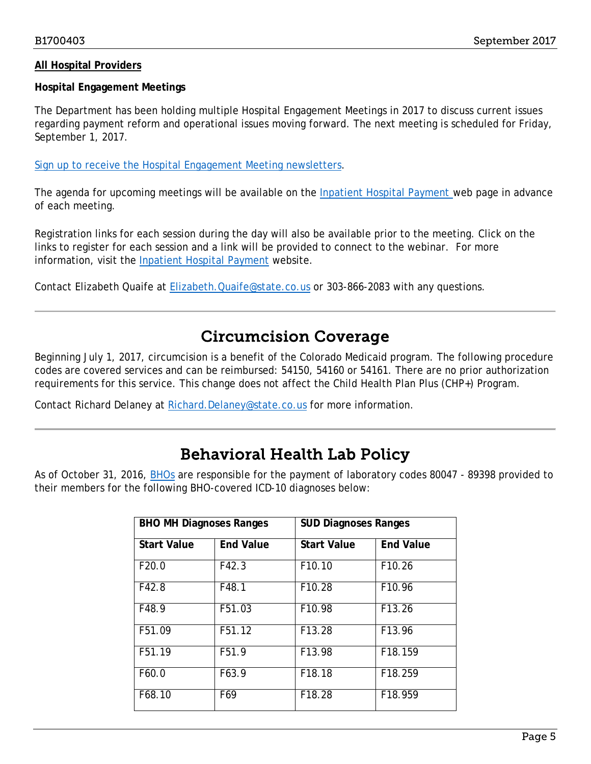**All Hospital Providers**

**Hospital Engagement Meetings**

The Department has been holding multiple Hospital Engagement Meetings in 2017 to discuss current issues regarding payment reform and operational issues moving forward. The next meeting is scheduled for Friday, September 1, 2017.

Sign up to receive the Hospital Engagement Meeting newsletters.

The agenda for upcoming meetings will be available on the Inpatient Hospital Payment web page in advance of each meeting.

Registration links for each session during the day will also be available prior to the meeting. Click on the links to register for each session and a link will be provided to connect to the webinar. For more information, visit the Inpatient Hospital Payment website.

Contact Elizabeth Quaife at Elizabeth.Quaife@state.co.us or 303-866-2083 with any questions.

## Circumcision Coverage

Beginning July 1, 2017, circumcision is a benefit of the Colorado Medicaid program. The following procedure codes are covered services and can be reimbursed: 54150, 54160 or 54161. There are no prior authorization requirements for this service. This change does not affect the Child Health Plan Plus (CHP+) Program.

Contact Richard Delaney at Richard.Delaney@state.co.us for more information.

## Behavioral Health Lab Policy

As of October 31, 2016, BHOs are responsible for the payment of laboratory codes 80047 - 89398 provided to their members for the following BHO-covered ICD-10 diagnoses below:

| BHO MH Diagnoses Ranges | | SUD Diagnoses Ranges | |
|---|---|---|---|
| **Start Value** | **End Value** | **Start Value** | **End Value** |
| F20.0 | F42.3 | F10.10 | F10.26 |
| F42.8 | F48.1 | F10.28 | F10.96 |
| F48.9 | F51.03 | F10.98 | F13.26 |
| F51.09 | F51.12 | F13.28 | F13.96 |
| F51.19 | F51.9 | F13.98 | F18.159 |
| F60.0 | F63.9 | F18.18 | F18.259 |
| F68.10 | F69 | F18.28 | F18.959 |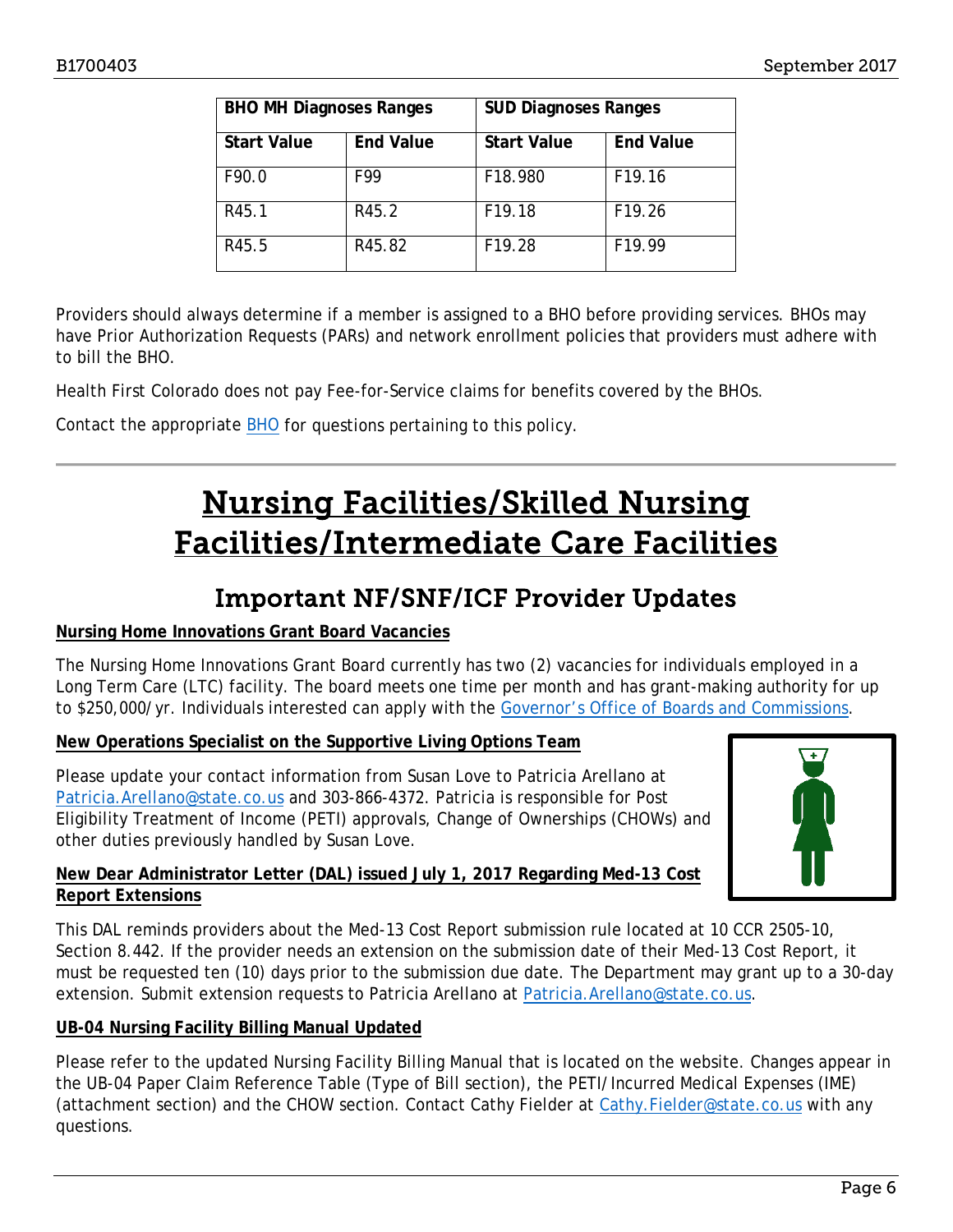| BHO MH Diagnoses Ranges | | SUD Diagnoses Ranges | |
|---|---|---|---|
| Start Value | End Value | Start Value | End Value |
| F90.0 | F99 | F18.980 | F19.16 |
| R45.1 | R45.2 | F19.18 | F19.26 |
| R45.5 | R45.82 | F19.28 | F19.99 |

Providers should always determine if a member is assigned to a BHO before providing services. BHOs may have Prior Authorization Requests (PARs) and network enrollment policies that providers must adhere with to bill the BHO.

Health First Colorado does not pay Fee-for-Service claims for benefits covered by the BHOs.

Contact the appropriate BHO for questions pertaining to this policy.

# Nursing Facilities/Skilled Nursing Facilities/Intermediate Care Facilities

## Important NF/SNF/ICF Provider Updates

**Nursing Home Innovations Grant Board Vacancies**

The Nursing Home Innovations Grant Board currently has two (2) vacancies for individuals employed in a Long Term Care (LTC) facility. The board meets one time per month and has grant-making authority for up to $250,000/yr. Individuals interested can apply with the Governor's Office of Boards and Commissions.

**New Operations Specialist on the Supportive Living Options Team**

Please update your contact information from Susan Love to Patricia Arellano at Patricia.Arellano@state.co.us and 303-866-4372. Patricia is responsible for Post Eligibility Treatment of Income (PETI) approvals, Change of Ownerships (CHOWs) and other duties previously handled by Susan Love.

**New Dear Administrator Letter (DAL) issued July 1, 2017 Regarding Med-13 Cost Report Extensions**

This DAL reminds providers about the Med-13 Cost Report submission rule located at 10 CCR 2505-10, Section 8.442. If the provider needs an extension on the submission date of their Med-13 Cost Report, it must be requested ten (10) days prior to the submission due date. The Department may grant up to a 30-day extension. Submit extension requests to Patricia Arellano at Patricia.Arellano@state.co.us.

**UB-04 Nursing Facility Billing Manual Updated**

Please refer to the updated Nursing Facility Billing Manual that is located on the website. Changes appear in the UB-04 Paper Claim Reference Table (Type of Bill section), the PETI/Incurred Medical Expenses (IME) (attachment section) and the CHOW section. Contact Cathy Fielder at Cathy.Fielder@state.co.us with any questions.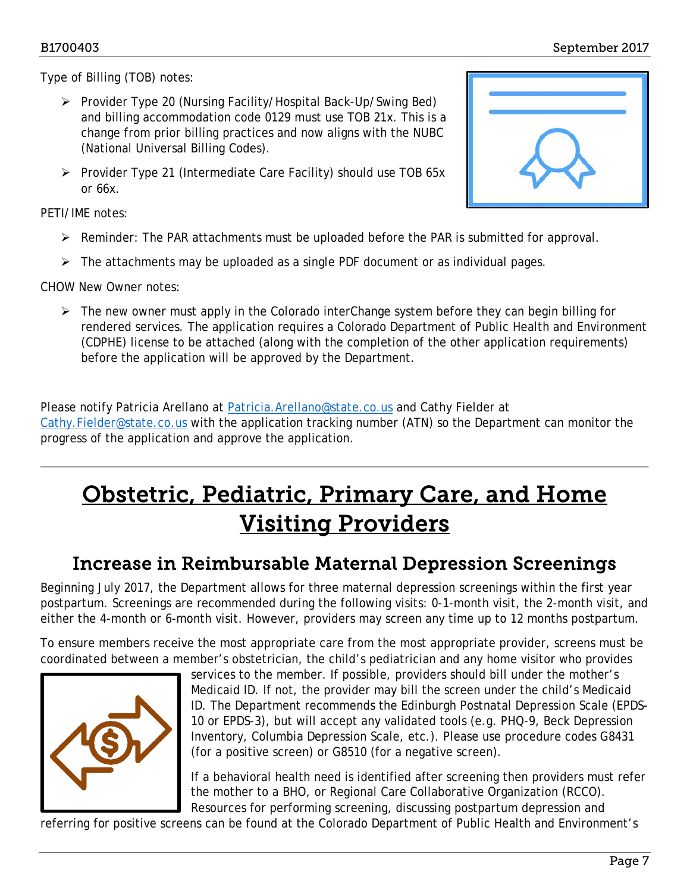Type of Billing (TOB) notes:

- Provider Type 20 (Nursing Facility/Hospital Back-Up/Swing Bed) and billing accommodation code 0129 must use TOB 21x. This is a change from prior billing practices and now aligns with the NUBC (National Universal Billing Codes).
- Provider Type 21 (Intermediate Care Facility) should use TOB 65x or 66x.

PETI/IME notes:

- Reminder: The PAR attachments must be uploaded before the PAR is submitted for approval.
- The attachments may be uploaded as a single PDF document or as individual pages.

CHOW New Owner notes:

- The new owner must apply in the Colorado interChange system before they can begin billing for rendered services. The application requires a Colorado Department of Public Health and Environment (CDPHE) license to be attached (along with the completion of the other application requirements) before the application will be approved by the Department.

Please notify Patricia Arellano at Patricia.Arellano@state.co.us and Cathy Fielder at Cathy.Fielder@state.co.us with the application tracking number (ATN) so the Department can monitor the progress of the application and approve the application.

# Obstetric, Pediatric, Primary Care, and Home Visiting Providers

## Increase in Reimbursable Maternal Depression Screenings

Beginning July 2017, the Department allows for three maternal depression screenings within the first year postpartum. Screenings are recommended during the following visits: 0-1-month visit, the 2-month visit, and either the 4-month or 6-month visit. However, providers may screen any time up to 12 months postpartum.

To ensure members receive the most appropriate care from the most appropriate provider, screens must be coordinated between a member's obstetrician, the child's pediatrician and any home visitor who provides services to the member. If possible, providers should bill under the mother's Medicaid ID. If not, the provider may bill the screen under the child's Medicaid ID. The Department recommends the Edinburgh Postnatal Depression Scale (EPDS-10 or EPDS-3), but will accept any validated tools (e.g. PHQ-9, Beck Depression Inventory, Columbia Depression Scale, etc.). Please use procedure codes G8431 (for a positive screen) or G8510 (for a negative screen).

If a behavioral health need is identified after screening then providers must refer the mother to a BHO, or Regional Care Collaborative Organization (RCCO). Resources for performing screening, discussing postpartum depression and referring for positive screens can be found at the Colorado Department of Public Health and Environment's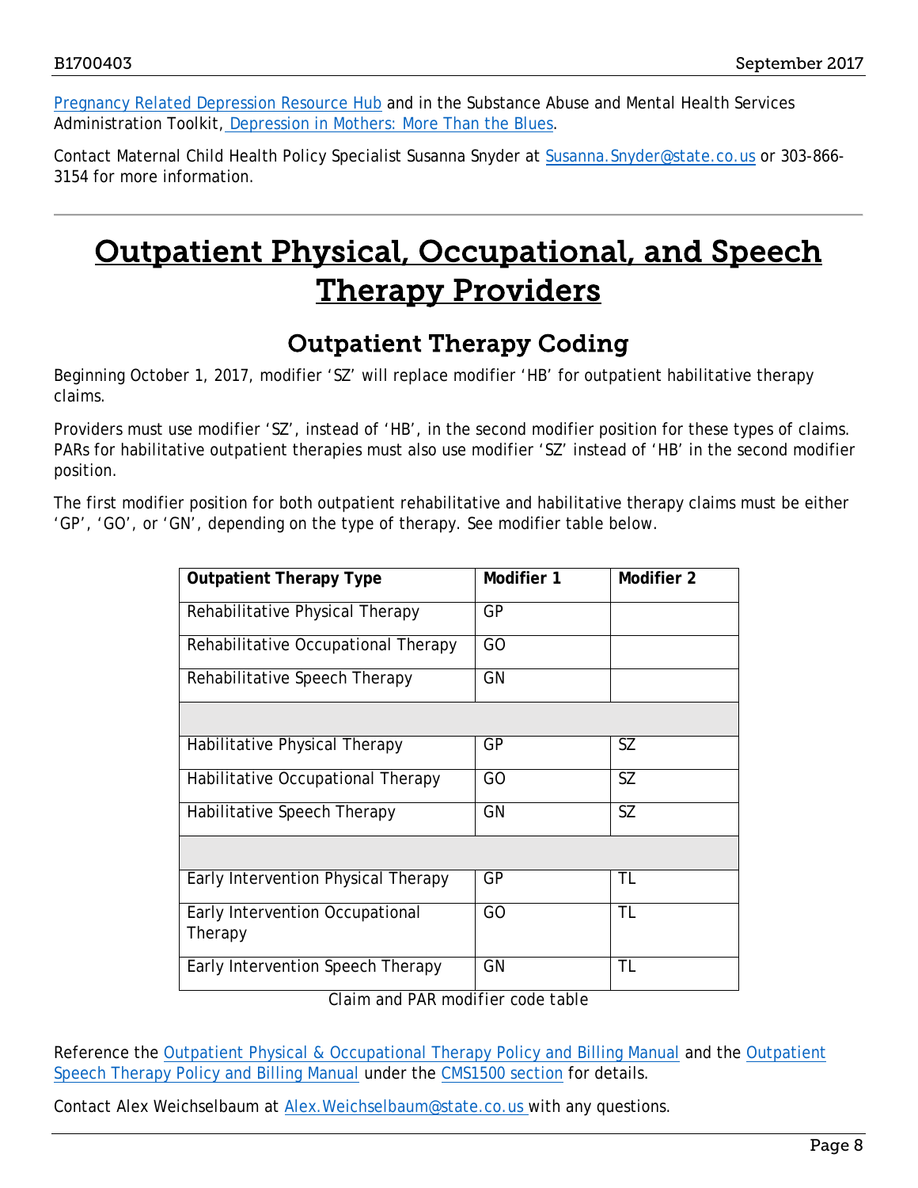Pregnancy Related Depression Resource Hub and in the Substance Abuse and Mental Health Services Administration Toolkit, Depression in Mothers: More Than the Blues.

Contact Maternal Child Health Policy Specialist Susanna Snyder at Susanna.Snyder@state.co.us or 303-866-3154 for more information.

---

# Outpatient Physical, Occupational, and Speech Therapy Providers

## Outpatient Therapy Coding

Beginning October 1, 2017, modifier 'SZ' will replace modifier 'HB' for outpatient habilitative therapy claims.

Providers must use modifier 'SZ', instead of 'HB', in the second modifier position for these types of claims. PARs for habilitative outpatient therapies must also use modifier 'SZ' instead of 'HB' in the second modifier position.

The first modifier position for both outpatient rehabilitative and habilitative therapy claims must be either 'GP', 'GO', or 'GN', depending on the type of therapy. See modifier table below.

| **Outpatient Therapy Type** | **Modifier 1** | **Modifier 2** |
|---|---|---|
| Rehabilitative Physical Therapy | GP | |
| Rehabilitative Occupational Therapy | GO | |
| Rehabilitative Speech Therapy | GN | |
| | | |
| Habilitative Physical Therapy | GP | SZ |
| Habilitative Occupational Therapy | GO | SZ |
| Habilitative Speech Therapy | GN | SZ |
| | | |
| Early Intervention Physical Therapy | GP | TL |
| Early Intervention Occupational Therapy | GO | TL |
| Early Intervention Speech Therapy | GN | TL |

Claim and PAR modifier code table

Reference the Outpatient Physical & Occupational Therapy Policy and Billing Manual and the Outpatient Speech Therapy Policy and Billing Manual under the CMS1500 section for details.

Contact Alex Weichselbaum at Alex.Weichselbaum@state.co.us with any questions.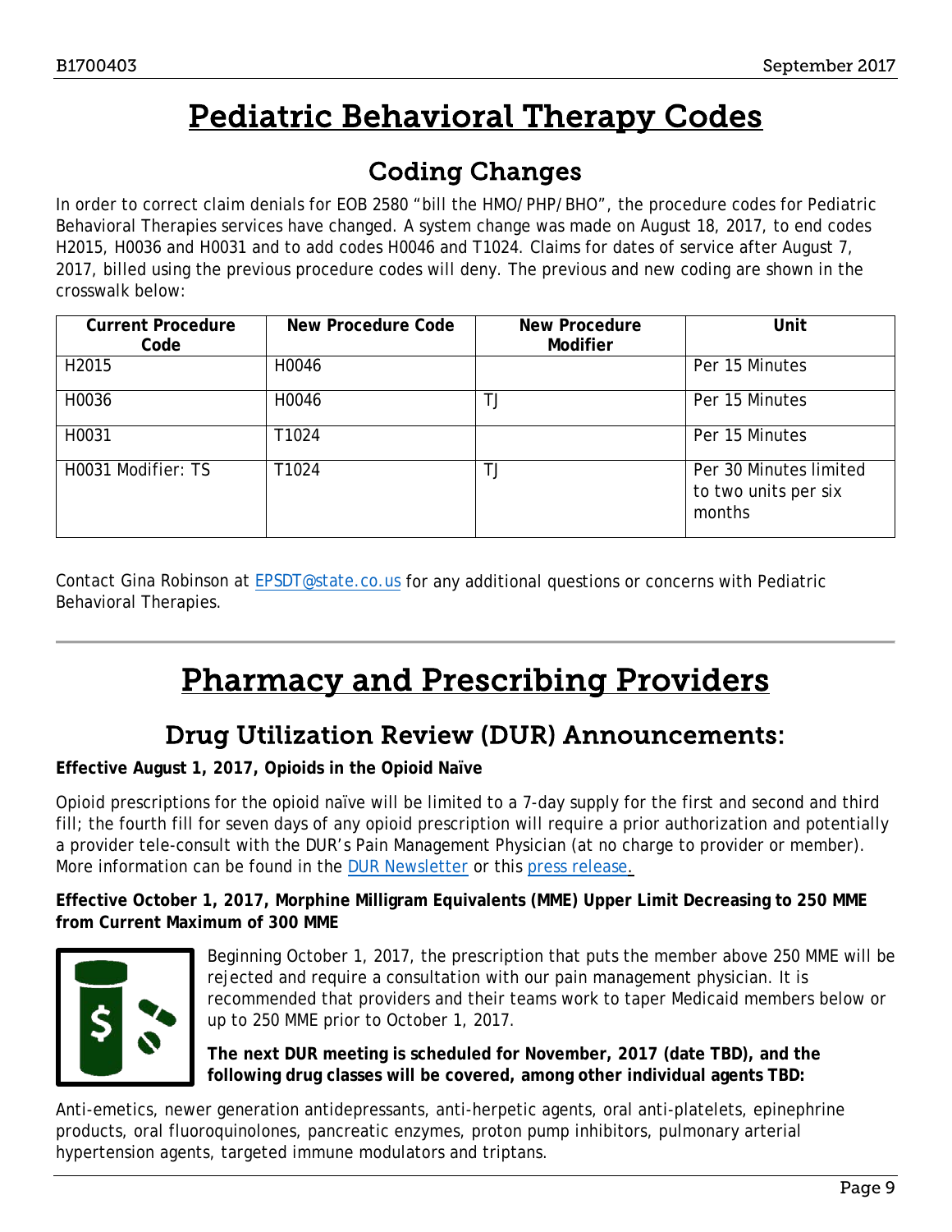# Pediatric Behavioral Therapy Codes

## Coding Changes

In order to correct claim denials for EOB 2580 "bill the HMO/PHP/BHO", the procedure codes for Pediatric Behavioral Therapies services have changed. A system change was made on August 18, 2017, to end codes H2015, H0036 and H0031 and to add codes H0046 and T1024. Claims for dates of service after August 7, 2017, billed using the previous procedure codes will deny. The previous and new coding are shown in the crosswalk below:

| Current Procedure Code | New Procedure Code | New Procedure Modifier | Unit |
|---|---|---|---|
| H2015 | H0046 | | Per 15 Minutes |
| H0036 | H0046 | TJ | Per 15 Minutes |
| H0031 | T1024 | | Per 15 Minutes |
| H0031 Modifier: TS | T1024 | TJ | Per 30 Minutes limited to two units per six months |

Contact Gina Robinson at EPSDT@state.co.us for any additional questions or concerns with Pediatric Behavioral Therapies.

# Pharmacy and Prescribing Providers

## Drug Utilization Review (DUR) Announcements:

**Effective August 1, 2017, Opioids in the Opioid Naïve**

Opioid prescriptions for the opioid naïve will be limited to a 7-day supply for the first and second and third fill; the fourth fill for seven days of any opioid prescription will require a prior authorization and potentially a provider tele-consult with the DUR's Pain Management Physician (at no charge to provider or member). More information can be found in the DUR Newsletter or this press release.

**Effective October 1, 2017, Morphine Milligram Equivalents (MME) Upper Limit Decreasing to 250 MME from Current Maximum of 300 MME**

Beginning October 1, 2017, the prescription that puts the member above 250 MME will be rejected and require a consultation with our pain management physician. It is recommended that providers and their teams work to taper Medicaid members below or up to 250 MME prior to October 1, 2017.

**The next DUR meeting is scheduled for November, 2017 (date TBD), and the following drug classes will be covered, among other individual agents TBD:**

Anti-emetics, newer generation antidepressants, anti-herpetic agents, oral anti-platelets, epinephrine products, oral fluoroquinolones, pancreatic enzymes, proton pump inhibitors, pulmonary arterial hypertension agents, targeted immune modulators and triptans.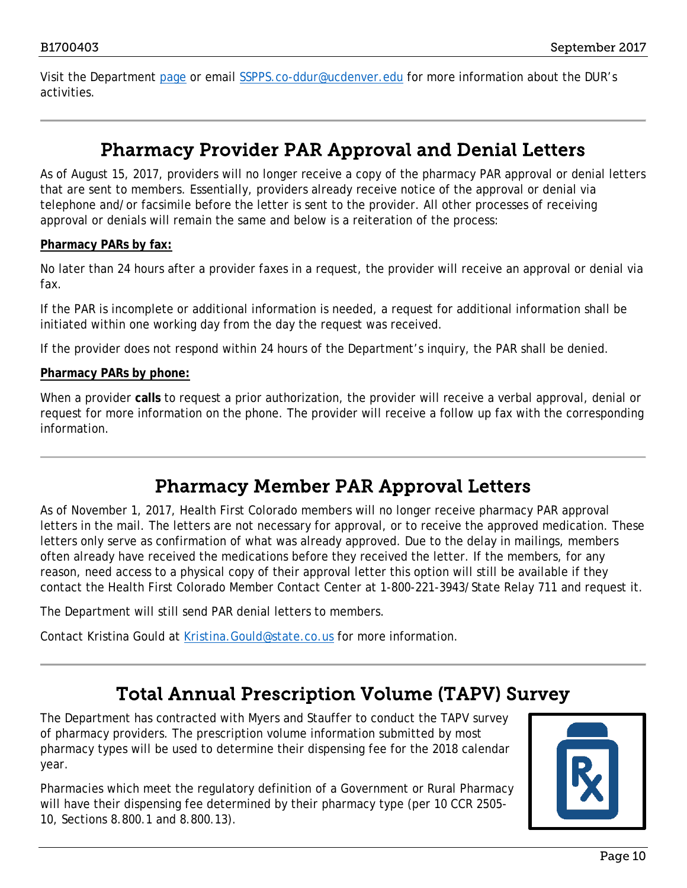Visit the Department page or email SSPPS.co-ddur@ucdenver.edu for more information about the DUR's activities.

## Pharmacy Provider PAR Approval and Denial Letters

As of August 15, 2017, providers will no longer receive a copy of the pharmacy PAR approval or denial letters that are sent to members. Essentially, providers already receive notice of the approval or denial via telephone and/or facsimile before the letter is sent to the provider. All other processes of receiving approval or denials will remain the same and below is a reiteration of the process:

**Pharmacy PARs by fax:**

No later than 24 hours after a provider faxes in a request, the provider will receive an approval or denial via fax.

If the PAR is incomplete or additional information is needed, a request for additional information shall be initiated within one working day from the day the request was received.

If the provider does not respond within 24 hours of the Department's inquiry, the PAR shall be denied.

**Pharmacy PARs by phone:**

When a provider **calls** to request a prior authorization, the provider will receive a verbal approval, denial or request for more information on the phone. The provider will receive a follow up fax with the corresponding information.

## Pharmacy Member PAR Approval Letters

As of November 1, 2017, Health First Colorado members will no longer receive pharmacy PAR approval letters in the mail. The letters are not necessary for approval, or to receive the approved medication. These letters only serve as confirmation of what was already approved. Due to the delay in mailings, members often already have received the medications before they received the letter. If the members, for any reason, need access to a physical copy of their approval letter this option will still be available if they contact the Health First Colorado Member Contact Center at 1-800-221-3943/State Relay 711 and request it.

The Department will still send PAR denial letters to members.

Contact Kristina Gould at Kristina.Gould@state.co.us for more information.

## Total Annual Prescription Volume (TAPV) Survey

The Department has contracted with Myers and Stauffer to conduct the TAPV survey of pharmacy providers. The prescription volume information submitted by most pharmacy types will be used to determine their dispensing fee for the 2018 calendar year.

Pharmacies which meet the regulatory definition of a Government or Rural Pharmacy will have their dispensing fee determined by their pharmacy type (per 10 CCR 2505-10, Sections 8.800.1 and 8.800.13).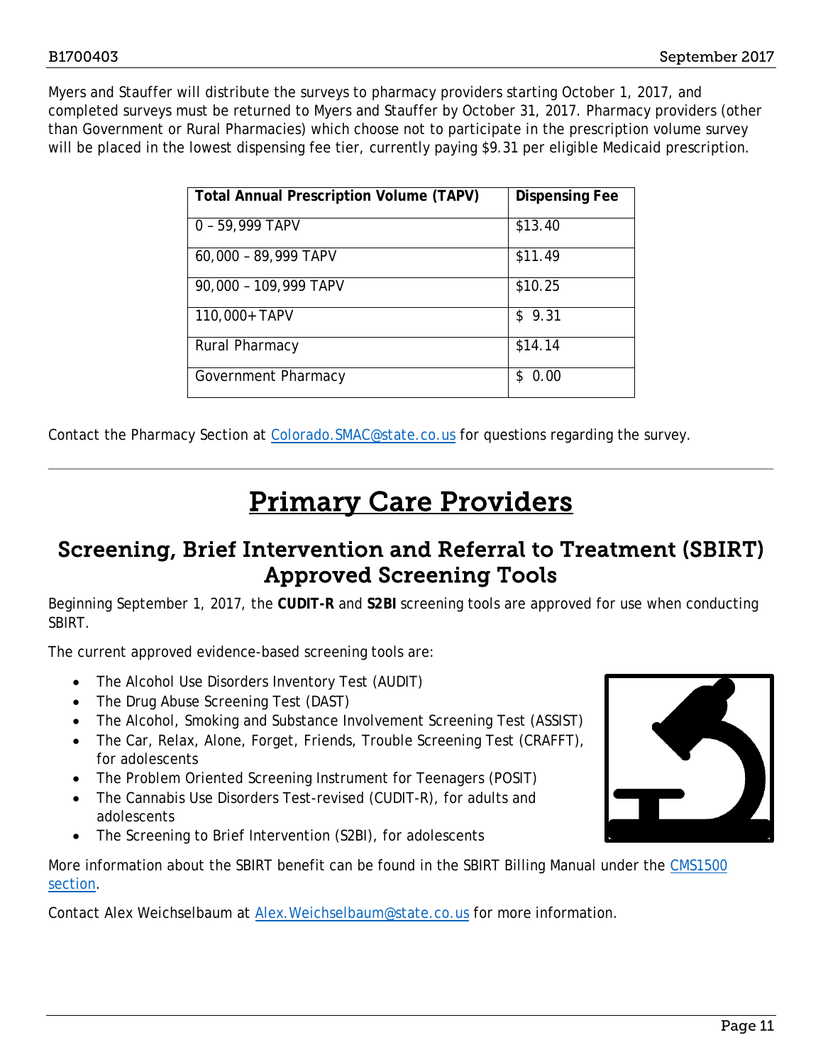Myers and Stauffer will distribute the surveys to pharmacy providers starting October 1, 2017, and completed surveys must be returned to Myers and Stauffer by October 31, 2017. Pharmacy providers (other than Government or Rural Pharmacies) which choose not to participate in the prescription volume survey will be placed in the lowest dispensing fee tier, currently paying $9.31 per eligible Medicaid prescription.

| Total Annual Prescription Volume (TAPV) | Dispensing Fee |
|---|---|
| 0 – 59,999 TAPV | $13.40 |
| 60,000 – 89,999 TAPV | $11.49 |
| 90,000 – 109,999 TAPV | $10.25 |
| 110,000+ TAPV | $ 9.31 |
| Rural Pharmacy | $14.14 |
| Government Pharmacy | $ 0.00 |

Contact the Pharmacy Section at Colorado.SMAC@state.co.us for questions regarding the survey.

# Primary Care Providers

## Screening, Brief Intervention and Referral to Treatment (SBIRT) Approved Screening Tools

Beginning September 1, 2017, the **CUDIT-R** and **S2BI** screening tools are approved for use when conducting SBIRT.

The current approved evidence-based screening tools are:

- The Alcohol Use Disorders Inventory Test (AUDIT)
- The Drug Abuse Screening Test (DAST)
- The Alcohol, Smoking and Substance Involvement Screening Test (ASSIST)
- The Car, Relax, Alone, Forget, Friends, Trouble Screening Test (CRAFFT), for adolescents
- The Problem Oriented Screening Instrument for Teenagers (POSIT)
- The Cannabis Use Disorders Test-revised (CUDIT-R), for adults and adolescents
- The Screening to Brief Intervention (S2BI), for adolescents

More information about the SBIRT benefit can be found in the SBIRT Billing Manual under the CMS1500 section.

Contact Alex Weichselbaum at Alex.Weichselbaum@state.co.us for more information.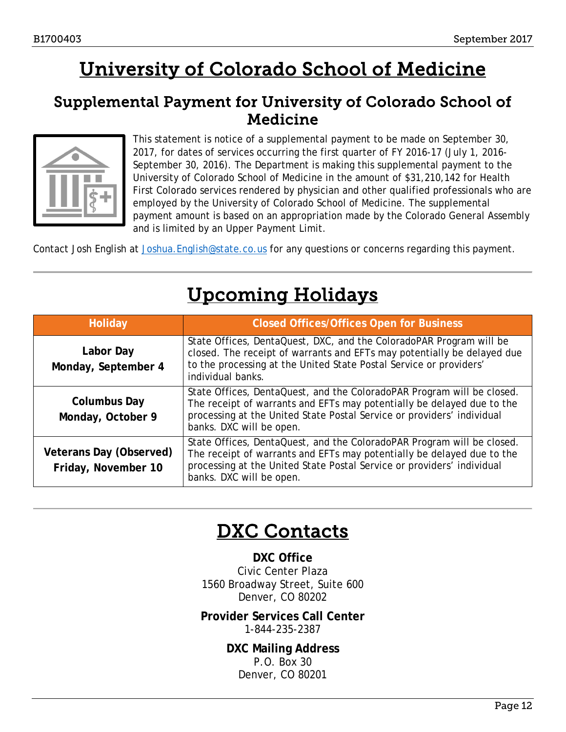# University of Colorado School of Medicine

## Supplemental Payment for University of Colorado School of Medicine

This statement is notice of a supplemental payment to be made on September 30, 2017, for dates of services occurring the first quarter of FY 2016-17 (July 1, 2016-September 30, 2016). The Department is making this supplemental payment to the University of Colorado School of Medicine in the amount of $31,210,142 for Health First Colorado services rendered by physician and other qualified professionals who are employed by the University of Colorado School of Medicine. The supplemental payment amount is based on an appropriation made by the Colorado General Assembly and is limited by an Upper Payment Limit.

Contact Josh English at Joshua.English@state.co.us for any questions or concerns regarding this payment.

# Upcoming Holidays

| Holiday | Closed Offices/Offices Open for Business |
|---|---|
| **Labor Day**<br>**Monday, September 4** | State Offices, DentaQuest, DXC, and the ColoradoPAR Program will be closed. The receipt of warrants and EFTs may potentially be delayed due to the processing at the United State Postal Service or providers' individual banks. |
| **Columbus Day**<br>**Monday, October 9** | State Offices, DentaQuest, and the ColoradoPAR Program will be closed. The receipt of warrants and EFTs may potentially be delayed due to the processing at the United State Postal Service or providers' individual banks. DXC will be open. |
| **Veterans Day (Observed)**<br>**Friday, November 10** | State Offices, DentaQuest, and the ColoradoPAR Program will be closed. The receipt of warrants and EFTs may potentially be delayed due to the processing at the United State Postal Service or providers' individual banks. DXC will be open. |

# DXC Contacts

**DXC Office**
Civic Center Plaza
1560 Broadway Street, Suite 600
Denver, CO 80202

**Provider Services Call Center**
1-844-235-2387

**DXC Mailing Address**
P.O. Box 30
Denver, CO 80201